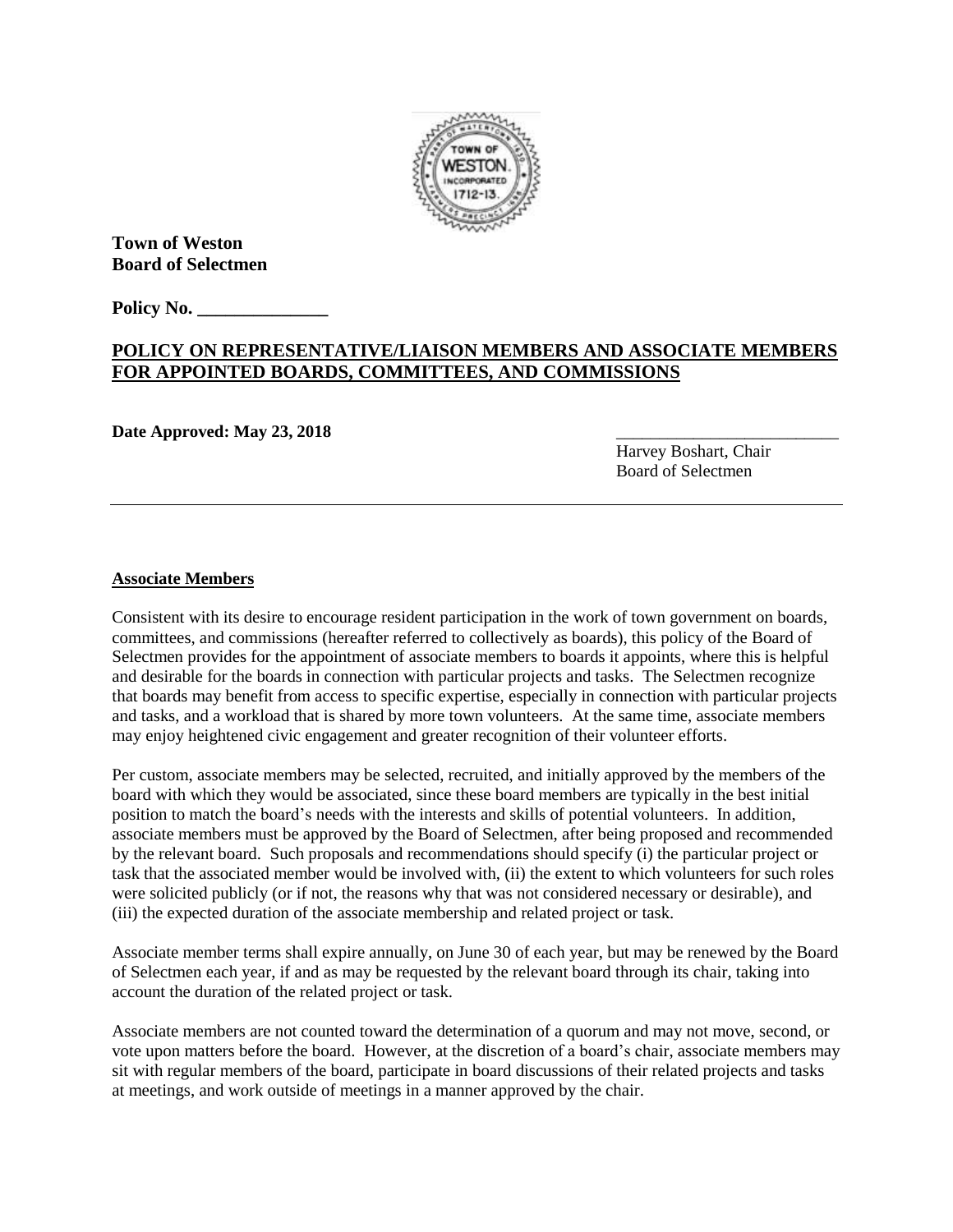**Town of Weston**
**Board of Selectmen**

**Policy No. ______________**

## POLICY ON REPRESENTATIVE/LIAISON MEMBERS AND ASSOCIATE MEMBERS FOR APPOINTED BOARDS, COMMITTEES, AND COMMISSIONS

**Date Approved: May 23, 2018**

__________________________
Harvey Boshart, Chair
Board of Selectmen

---

### Associate Members

Consistent with its desire to encourage resident participation in the work of town government on boards, committees, and commissions (hereafter referred to collectively as boards), this policy of the Board of Selectmen provides for the appointment of associate members to boards it appoints, where this is helpful and desirable for the boards in connection with particular projects and tasks. The Selectmen recognize that boards may benefit from access to specific expertise, especially in connection with particular projects and tasks, and a workload that is shared by more town volunteers. At the same time, associate members may enjoy heightened civic engagement and greater recognition of their volunteer efforts.

Per custom, associate members may be selected, recruited, and initially approved by the members of the board with which they would be associated, since these board members are typically in the best initial position to match the board's needs with the interests and skills of potential volunteers. In addition, associate members must be approved by the Board of Selectmen, after being proposed and recommended by the relevant board. Such proposals and recommendations should specify (i) the particular project or task that the associated member would be involved with, (ii) the extent to which volunteers for such roles were solicited publicly (or if not, the reasons why that was not considered necessary or desirable), and (iii) the expected duration of the associate membership and related project or task.

Associate member terms shall expire annually, on June 30 of each year, but may be renewed by the Board of Selectmen each year, if and as may be requested by the relevant board through its chair, taking into account the duration of the related project or task.

Associate members are not counted toward the determination of a quorum and may not move, second, or vote upon matters before the board. However, at the discretion of a board's chair, associate members may sit with regular members of the board, participate in board discussions of their related projects and tasks at meetings, and work outside of meetings in a manner approved by the chair.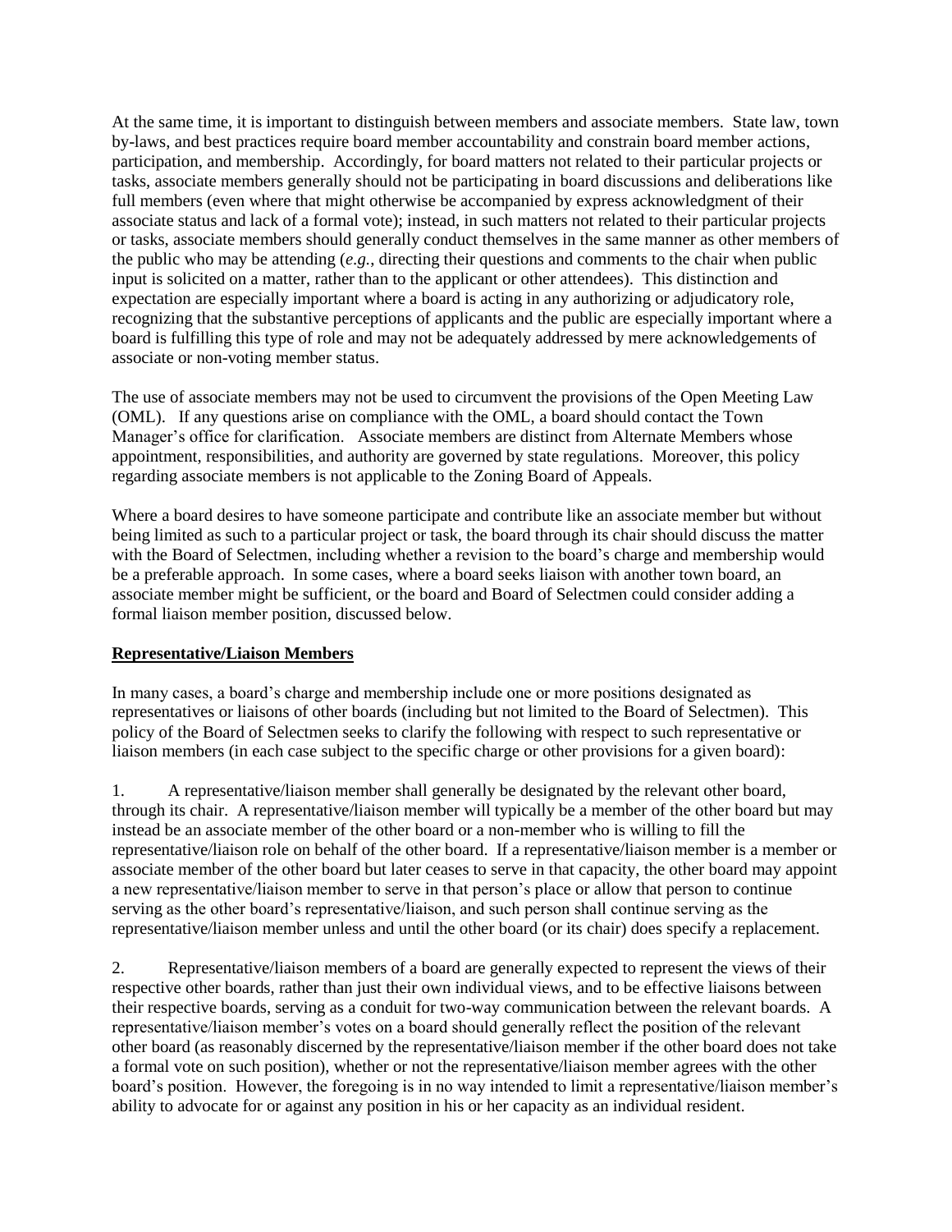At the same time, it is important to distinguish between members and associate members. State law, town by-laws, and best practices require board member accountability and constrain board member actions, participation, and membership. Accordingly, for board matters not related to their particular projects or tasks, associate members generally should not be participating in board discussions and deliberations like full members (even where that might otherwise be accompanied by express acknowledgment of their associate status and lack of a formal vote); instead, in such matters not related to their particular projects or tasks, associate members should generally conduct themselves in the same manner as other members of the public who may be attending (*e.g.*, directing their questions and comments to the chair when public input is solicited on a matter, rather than to the applicant or other attendees). This distinction and expectation are especially important where a board is acting in any authorizing or adjudicatory role, recognizing that the substantive perceptions of applicants and the public are especially important where a board is fulfilling this type of role and may not be adequately addressed by mere acknowledgements of associate or non-voting member status.

The use of associate members may not be used to circumvent the provisions of the Open Meeting Law (OML). If any questions arise on compliance with the OML, a board should contact the Town Manager's office for clarification. Associate members are distinct from Alternate Members whose appointment, responsibilities, and authority are governed by state regulations. Moreover, this policy regarding associate members is not applicable to the Zoning Board of Appeals.

Where a board desires to have someone participate and contribute like an associate member but without being limited as such to a particular project or task, the board through its chair should discuss the matter with the Board of Selectmen, including whether a revision to the board's charge and membership would be a preferable approach. In some cases, where a board seeks liaison with another town board, an associate member might be sufficient, or the board and Board of Selectmen could consider adding a formal liaison member position, discussed below.

**Representative/Liaison Members**

In many cases, a board's charge and membership include one or more positions designated as representatives or liaisons of other boards (including but not limited to the Board of Selectmen). This policy of the Board of Selectmen seeks to clarify the following with respect to such representative or liaison members (in each case subject to the specific charge or other provisions for a given board):

1. A representative/liaison member shall generally be designated by the relevant other board, through its chair. A representative/liaison member will typically be a member of the other board but may instead be an associate member of the other board or a non-member who is willing to fill the representative/liaison role on behalf of the other board. If a representative/liaison member is a member or associate member of the other board but later ceases to serve in that capacity, the other board may appoint a new representative/liaison member to serve in that person's place or allow that person to continue serving as the other board's representative/liaison, and such person shall continue serving as the representative/liaison member unless and until the other board (or its chair) does specify a replacement.

2. Representative/liaison members of a board are generally expected to represent the views of their respective other boards, rather than just their own individual views, and to be effective liaisons between their respective boards, serving as a conduit for two-way communication between the relevant boards. A representative/liaison member's votes on a board should generally reflect the position of the relevant other board (as reasonably discerned by the representative/liaison member if the other board does not take a formal vote on such position), whether or not the representative/liaison member agrees with the other board's position. However, the foregoing is in no way intended to limit a representative/liaison member's ability to advocate for or against any position in his or her capacity as an individual resident.